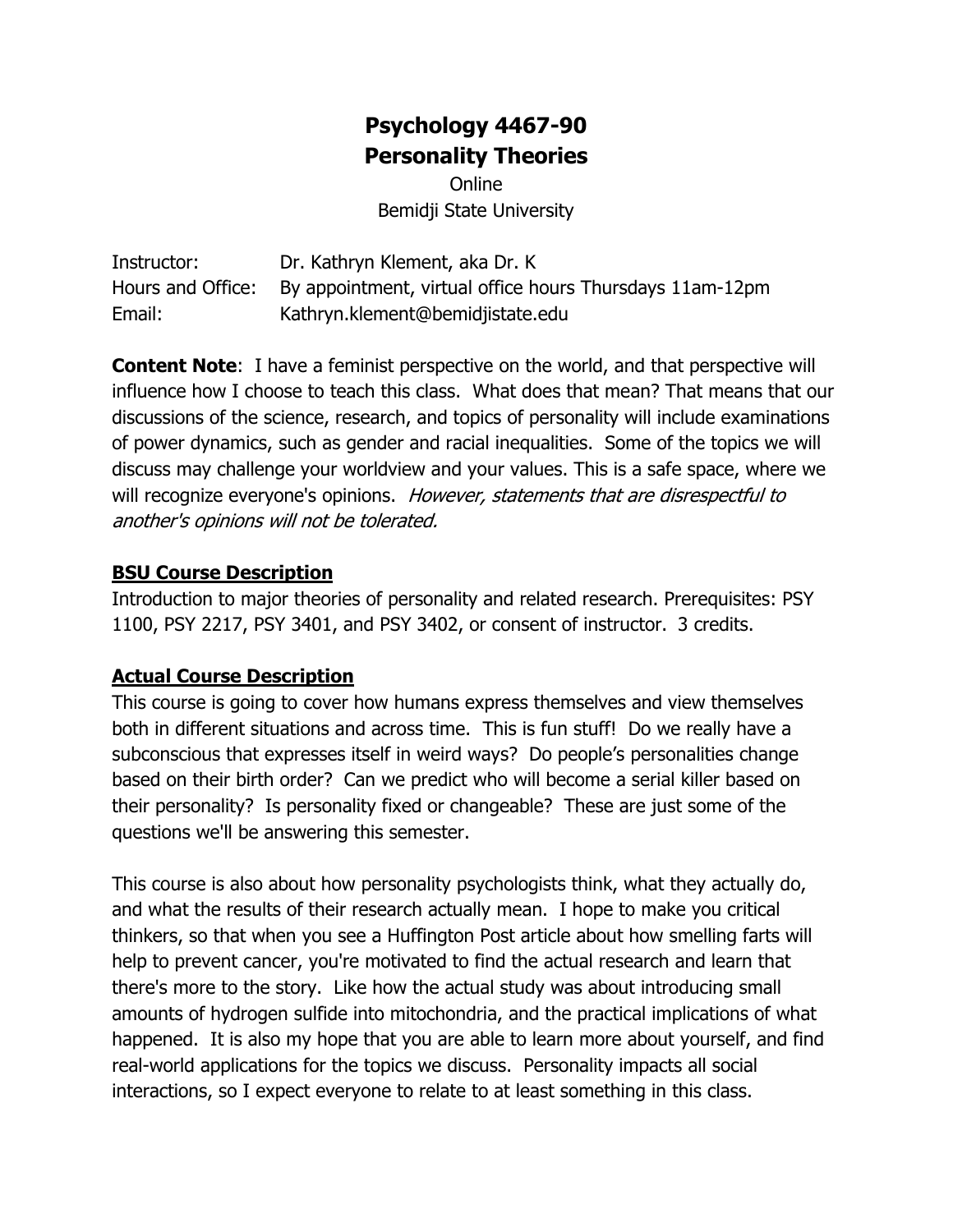# Psychology 4467-90
# Personality Theories

Online

Bemidji State University

Instructor: Dr. Kathryn Klement, aka Dr. K

Hours and Office: By appointment, virtual office hours Thursdays 11am-12pm

Email: Kathryn.klement@bemidjistate.edu

**Content Note**: I have a feminist perspective on the world, and that perspective will influence how I choose to teach this class. What does that mean? That means that our discussions of the science, research, and topics of personality will include examinations of power dynamics, such as gender and racial inequalities. Some of the topics we will discuss may challenge your worldview and your values. This is a safe space, where we will recognize everyone's opinions. *However, statements that are disrespectful to another's opinions will not be tolerated.*

## BSU Course Description

Introduction to major theories of personality and related research. Prerequisites: PSY 1100, PSY 2217, PSY 3401, and PSY 3402, or consent of instructor. 3 credits.

## Actual Course Description

This course is going to cover how humans express themselves and view themselves both in different situations and across time. This is fun stuff! Do we really have a subconscious that expresses itself in weird ways? Do people's personalities change based on their birth order? Can we predict who will become a serial killer based on their personality? Is personality fixed or changeable? These are just some of the questions we'll be answering this semester.

This course is also about how personality psychologists think, what they actually do, and what the results of their research actually mean. I hope to make you critical thinkers, so that when you see a Huffington Post article about how smelling farts will help to prevent cancer, you're motivated to find the actual research and learn that there's more to the story. Like how the actual study was about introducing small amounts of hydrogen sulfide into mitochondria, and the practical implications of what happened. It is also my hope that you are able to learn more about yourself, and find real-world applications for the topics we discuss. Personality impacts all social interactions, so I expect everyone to relate to at least something in this class.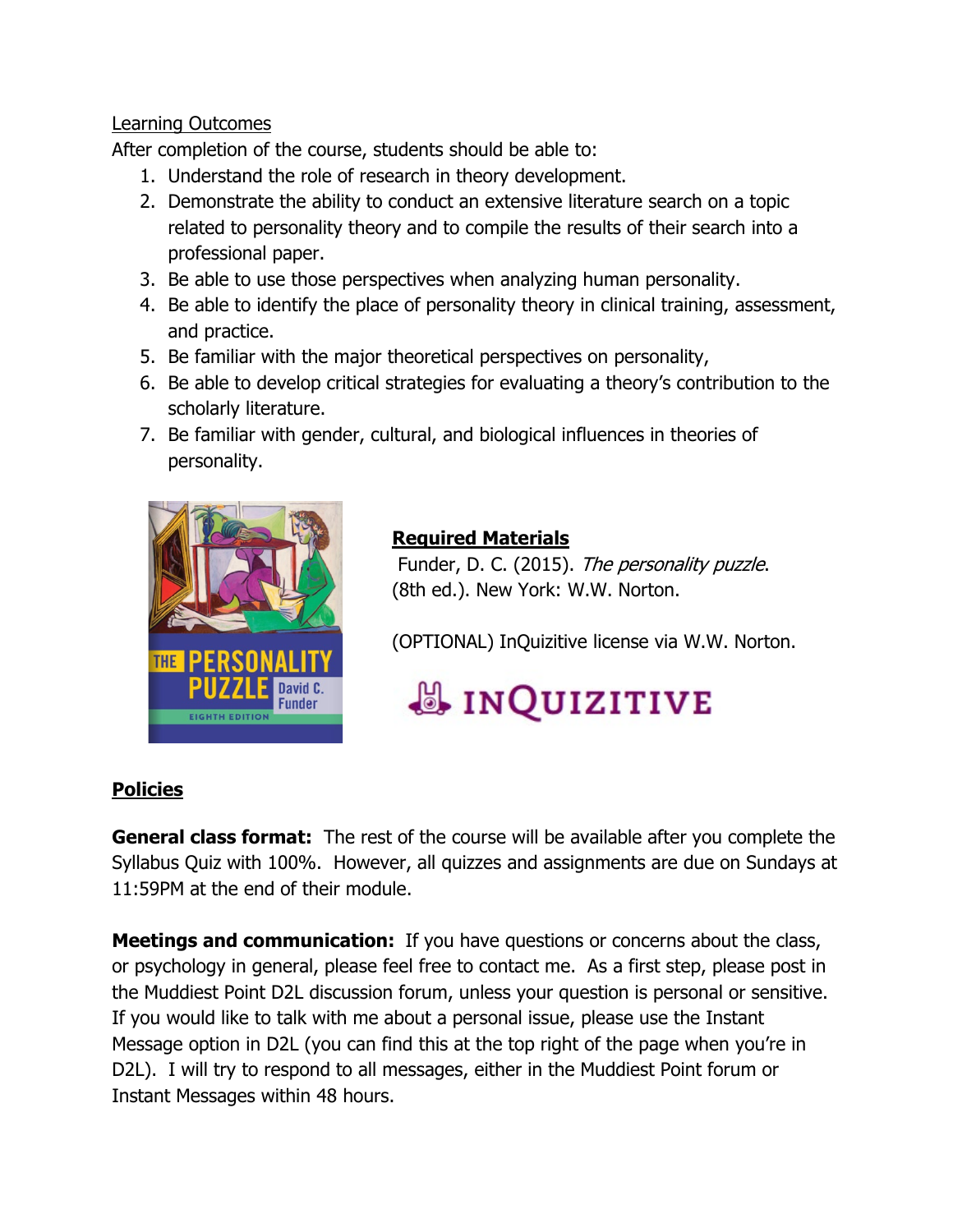Learning Outcomes

After completion of the course, students should be able to:

1. Understand the role of research in theory development.
2. Demonstrate the ability to conduct an extensive literature search on a topic related to personality theory and to compile the results of their search into a professional paper.
3. Be able to use those perspectives when analyzing human personality.
4. Be able to identify the place of personality theory in clinical training, assessment, and practice.
5. Be familiar with the major theoretical perspectives on personality,
6. Be able to develop critical strategies for evaluating a theory's contribution to the scholarly literature.
7. Be familiar with gender, cultural, and biological influences in theories of personality.

**Required Materials**

Funder, D. C. (2015). *The personality puzzle*. (8th ed.). New York: W.W. Norton.

(OPTIONAL) InQuizitive license via W.W. Norton.

## Policies

**General class format:** The rest of the course will be available after you complete the Syllabus Quiz with 100%. However, all quizzes and assignments are due on Sundays at 11:59PM at the end of their module.

**Meetings and communication:** If you have questions or concerns about the class, or psychology in general, please feel free to contact me. As a first step, please post in the Muddiest Point D2L discussion forum, unless your question is personal or sensitive. If you would like to talk with me about a personal issue, please use the Instant Message option in D2L (you can find this at the top right of the page when you're in D2L). I will try to respond to all messages, either in the Muddiest Point forum or Instant Messages within 48 hours.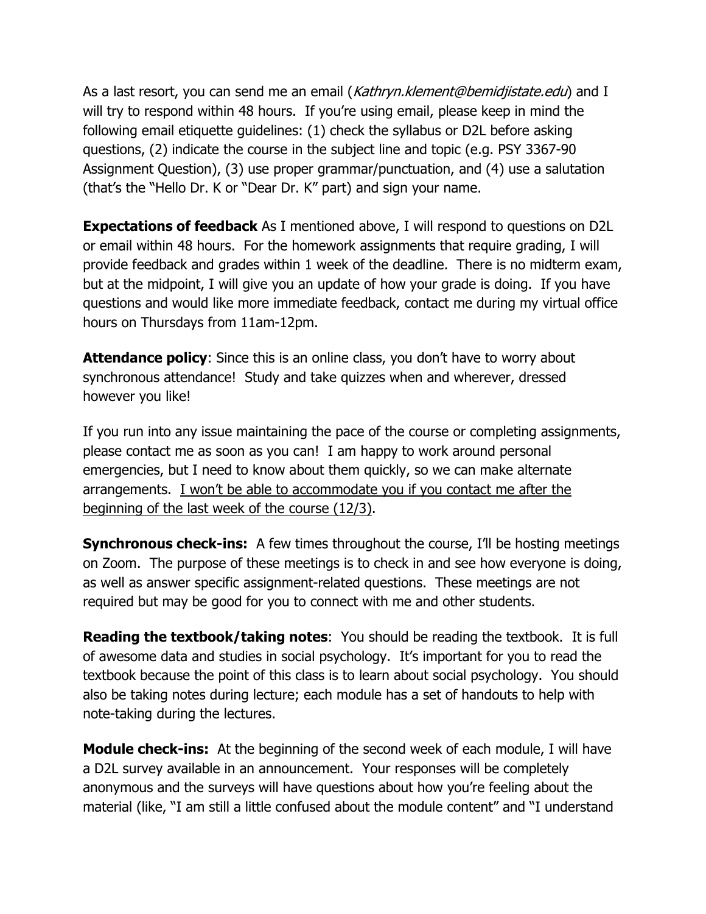As a last resort, you can send me an email (*Kathryn.klement@bemidjistate.edu*) and I will try to respond within 48 hours. If you're using email, please keep in mind the following email etiquette guidelines: (1) check the syllabus or D2L before asking questions, (2) indicate the course in the subject line and topic (e.g. PSY 3367-90 Assignment Question), (3) use proper grammar/punctuation, and (4) use a salutation (that's the "Hello Dr. K or "Dear Dr. K" part) and sign your name.

**Expectations of feedback** As I mentioned above, I will respond to questions on D2L or email within 48 hours. For the homework assignments that require grading, I will provide feedback and grades within 1 week of the deadline. There is no midterm exam, but at the midpoint, I will give you an update of how your grade is doing. If you have questions and would like more immediate feedback, contact me during my virtual office hours on Thursdays from 11am-12pm.

**Attendance policy**: Since this is an online class, you don't have to worry about synchronous attendance! Study and take quizzes when and wherever, dressed however you like!

If you run into any issue maintaining the pace of the course or completing assignments, please contact me as soon as you can! I am happy to work around personal emergencies, but I need to know about them quickly, so we can make alternate arrangements. <u>I won't be able to accommodate you if you contact me after the beginning of the last week of the course (12/3)</u>.

**Synchronous check-ins:** A few times throughout the course, I'll be hosting meetings on Zoom. The purpose of these meetings is to check in and see how everyone is doing, as well as answer specific assignment-related questions. These meetings are not required but may be good for you to connect with me and other students.

**Reading the textbook/taking notes**: You should be reading the textbook. It is full of awesome data and studies in social psychology. It's important for you to read the textbook because the point of this class is to learn about social psychology. You should also be taking notes during lecture; each module has a set of handouts to help with note-taking during the lectures.

**Module check-ins:** At the beginning of the second week of each module, I will have a D2L survey available in an announcement. Your responses will be completely anonymous and the surveys will have questions about how you're feeling about the material (like, "I am still a little confused about the module content" and "I understand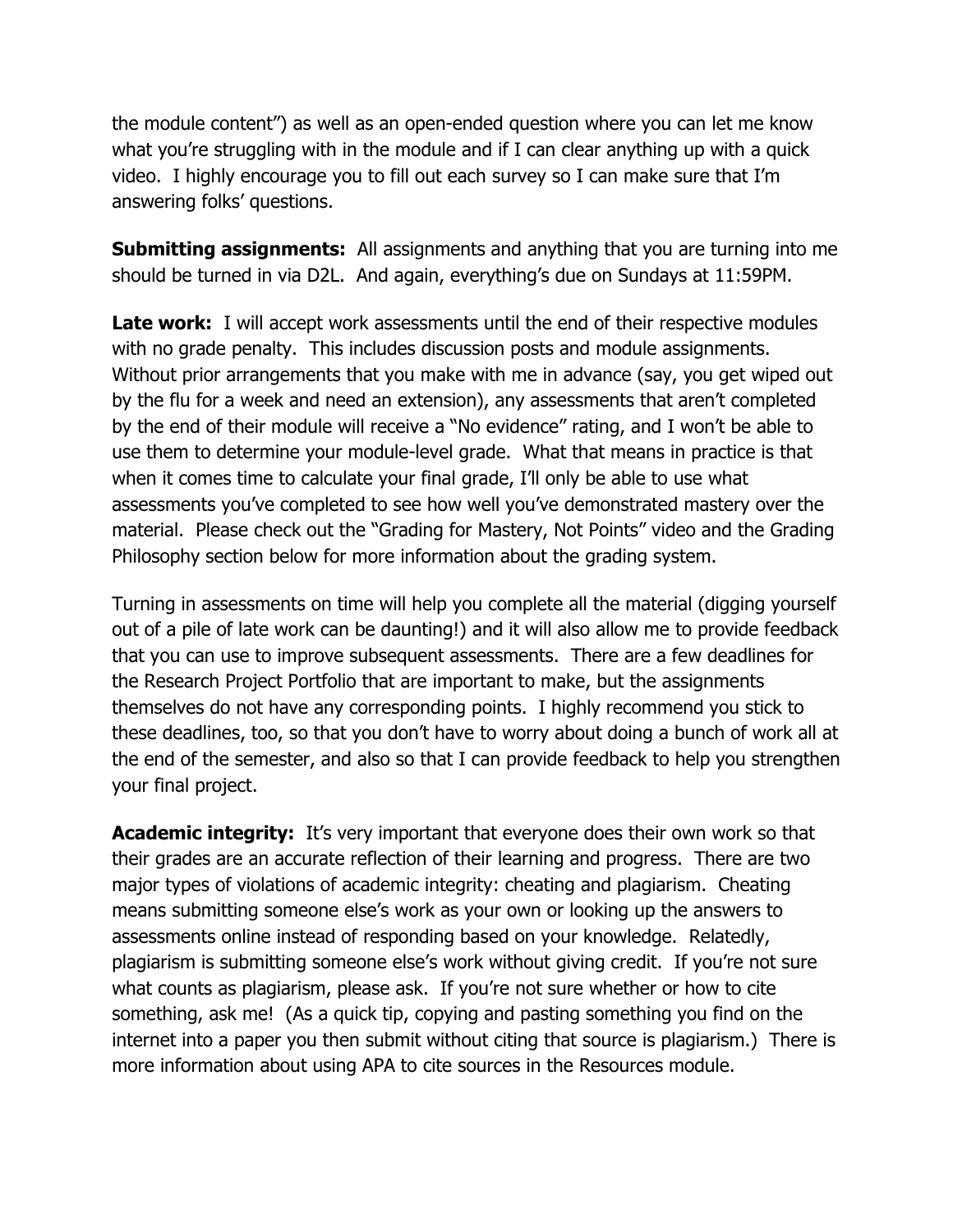the module content") as well as an open-ended question where you can let me know what you're struggling with in the module and if I can clear anything up with a quick video. I highly encourage you to fill out each survey so I can make sure that I'm answering folks' questions.

**Submitting assignments:** All assignments and anything that you are turning into me should be turned in via D2L. And again, everything's due on Sundays at 11:59PM.

**Late work:** I will accept work assessments until the end of their respective modules with no grade penalty. This includes discussion posts and module assignments. Without prior arrangements that you make with me in advance (say, you get wiped out by the flu for a week and need an extension), any assessments that aren't completed by the end of their module will receive a "No evidence" rating, and I won't be able to use them to determine your module-level grade. What that means in practice is that when it comes time to calculate your final grade, I'll only be able to use what assessments you've completed to see how well you've demonstrated mastery over the material. Please check out the "Grading for Mastery, Not Points" video and the Grading Philosophy section below for more information about the grading system.

Turning in assessments on time will help you complete all the material (digging yourself out of a pile of late work can be daunting!) and it will also allow me to provide feedback that you can use to improve subsequent assessments. There are a few deadlines for the Research Project Portfolio that are important to make, but the assignments themselves do not have any corresponding points. I highly recommend you stick to these deadlines, too, so that you don't have to worry about doing a bunch of work all at the end of the semester, and also so that I can provide feedback to help you strengthen your final project.

**Academic integrity:** It's very important that everyone does their own work so that their grades are an accurate reflection of their learning and progress. There are two major types of violations of academic integrity: cheating and plagiarism. Cheating means submitting someone else's work as your own or looking up the answers to assessments online instead of responding based on your knowledge. Relatedly, plagiarism is submitting someone else's work without giving credit. If you're not sure what counts as plagiarism, please ask. If you're not sure whether or how to cite something, ask me! (As a quick tip, copying and pasting something you find on the internet into a paper you then submit without citing that source is plagiarism.) There is more information about using APA to cite sources in the Resources module.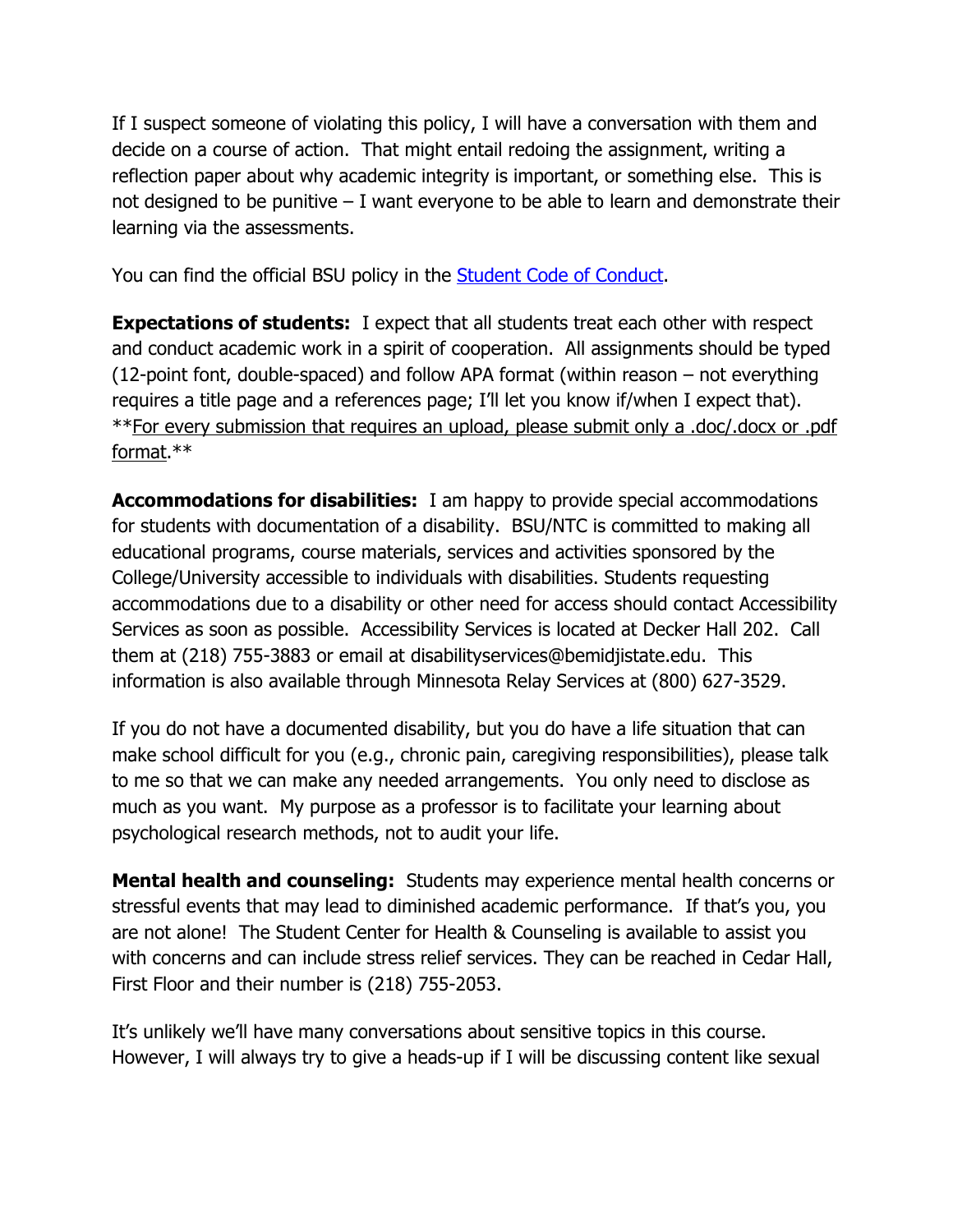If I suspect someone of violating this policy, I will have a conversation with them and decide on a course of action. That might entail redoing the assignment, writing a reflection paper about why academic integrity is important, or something else. This is not designed to be punitive – I want everyone to be able to learn and demonstrate their learning via the assessments.

You can find the official BSU policy in the [Student Code of Conduct](Student Code of Conduct).

**Expectations of students:** I expect that all students treat each other with respect and conduct academic work in a spirit of cooperation. All assignments should be typed (12-point font, double-spaced) and follow APA format (within reason – not everything requires a title page and a references page; I'll let you know if/when I expect that). **<u>For every submission that requires an upload, please submit only a .doc/.docx or .pdf format</u>.**

**Accommodations for disabilities:** I am happy to provide special accommodations for students with documentation of a disability. BSU/NTC is committed to making all educational programs, course materials, services and activities sponsored by the College/University accessible to individuals with disabilities. Students requesting accommodations due to a disability or other need for access should contact Accessibility Services as soon as possible. Accessibility Services is located at Decker Hall 202. Call them at (218) 755-3883 or email at disabilityservices@bemidjistate.edu. This information is also available through Minnesota Relay Services at (800) 627-3529.

If you do not have a documented disability, but you do have a life situation that can make school difficult for you (e.g., chronic pain, caregiving responsibilities), please talk to me so that we can make any needed arrangements. You only need to disclose as much as you want. My purpose as a professor is to facilitate your learning about psychological research methods, not to audit your life.

**Mental health and counseling:** Students may experience mental health concerns or stressful events that may lead to diminished academic performance. If that's you, you are not alone! The Student Center for Health & Counseling is available to assist you with concerns and can include stress relief services. They can be reached in Cedar Hall, First Floor and their number is (218) 755-2053.

It's unlikely we'll have many conversations about sensitive topics in this course. However, I will always try to give a heads-up if I will be discussing content like sexual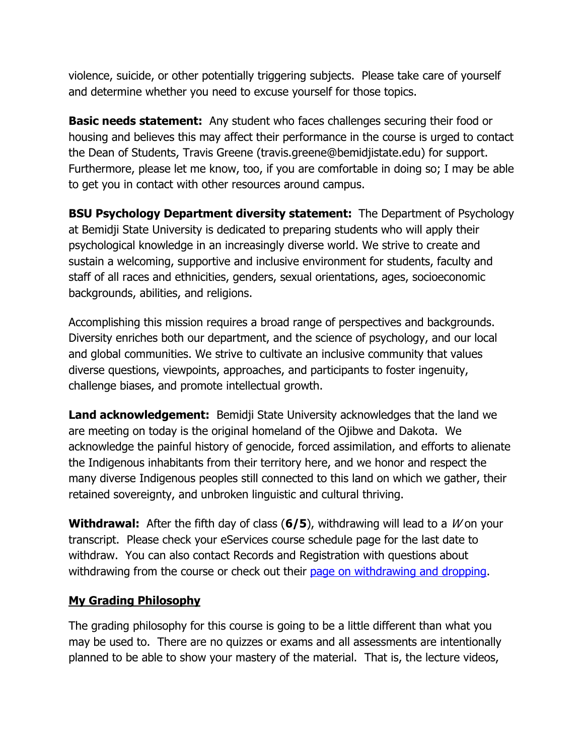violence, suicide, or other potentially triggering subjects. Please take care of yourself and determine whether you need to excuse yourself for those topics.

**Basic needs statement:** Any student who faces challenges securing their food or housing and believes this may affect their performance in the course is urged to contact the Dean of Students, Travis Greene (travis.greene@bemidjistate.edu) for support. Furthermore, please let me know, too, if you are comfortable in doing so; I may be able to get you in contact with other resources around campus.

**BSU Psychology Department diversity statement:** The Department of Psychology at Bemidji State University is dedicated to preparing students who will apply their psychological knowledge in an increasingly diverse world. We strive to create and sustain a welcoming, supportive and inclusive environment for students, faculty and staff of all races and ethnicities, genders, sexual orientations, ages, socioeconomic backgrounds, abilities, and religions.

Accomplishing this mission requires a broad range of perspectives and backgrounds. Diversity enriches both our department, and the science of psychology, and our local and global communities. We strive to cultivate an inclusive community that values diverse questions, viewpoints, approaches, and participants to foster ingenuity, challenge biases, and promote intellectual growth.

**Land acknowledgement:** Bemidji State University acknowledges that the land we are meeting on today is the original homeland of the Ojibwe and Dakota. We acknowledge the painful history of genocide, forced assimilation, and efforts to alienate the Indigenous inhabitants from their territory here, and we honor and respect the many diverse Indigenous peoples still connected to this land on which we gather, their retained sovereignty, and unbroken linguistic and cultural thriving.

**Withdrawal:** After the fifth day of class (**6/5**), withdrawing will lead to a *W* on your transcript. Please check your eServices course schedule page for the last date to withdraw. You can also contact Records and Registration with questions about withdrawing from the course or check out their page on withdrawing and dropping.

## My Grading Philosophy

The grading philosophy for this course is going to be a little different than what you may be used to. There are no quizzes or exams and all assessments are intentionally planned to be able to show your mastery of the material. That is, the lecture videos,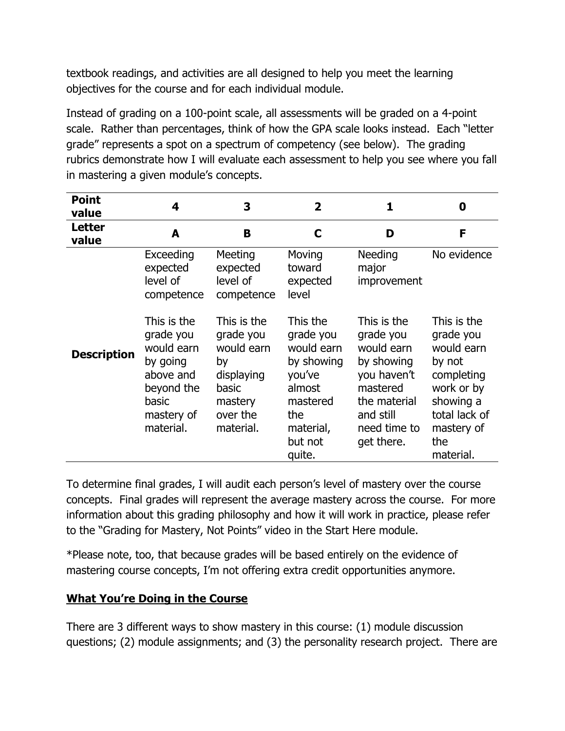textbook readings, and activities are all designed to help you meet the learning objectives for the course and for each individual module.

Instead of grading on a 100-point scale, all assessments will be graded on a 4-point scale. Rather than percentages, think of how the GPA scale looks instead. Each "letter grade" represents a spot on a spectrum of competency (see below). The grading rubrics demonstrate how I will evaluate each assessment to help you see where you fall in mastering a given module's concepts.

| **Point value** | **4** | **3** | **2** | **1** | **0** |
|---|---|---|---|---|---|
| **Letter value** | **A** | **B** | **C** | **D** | **F** |
| **Description** | Exceeding expected level of competence<br><br>This is the grade you would earn by going above and beyond the basic mastery of material. | Meeting expected level of competence<br><br>This is the grade you would earn by displaying basic mastery over the material. | Moving toward expected level<br><br>This the grade you would earn by showing you've almost mastered the material, but not quite. | Needing major improvement<br><br>This is the grade you would earn by showing you haven't mastered the material and still need time to get there. | No evidence<br><br>This is the grade you would earn by not completing work or by showing a total lack of mastery of the material. |

To determine final grades, I will audit each person's level of mastery over the course concepts. Final grades will represent the average mastery across the course. For more information about this grading philosophy and how it will work in practice, please refer to the "Grading for Mastery, Not Points" video in the Start Here module.

*Please note, too, that because grades will be based entirely on the evidence of mastering course concepts, I'm not offering extra credit opportunities anymore.

## What You're Doing in the Course

There are 3 different ways to show mastery in this course: (1) module discussion questions; (2) module assignments; and (3) the personality research project. There are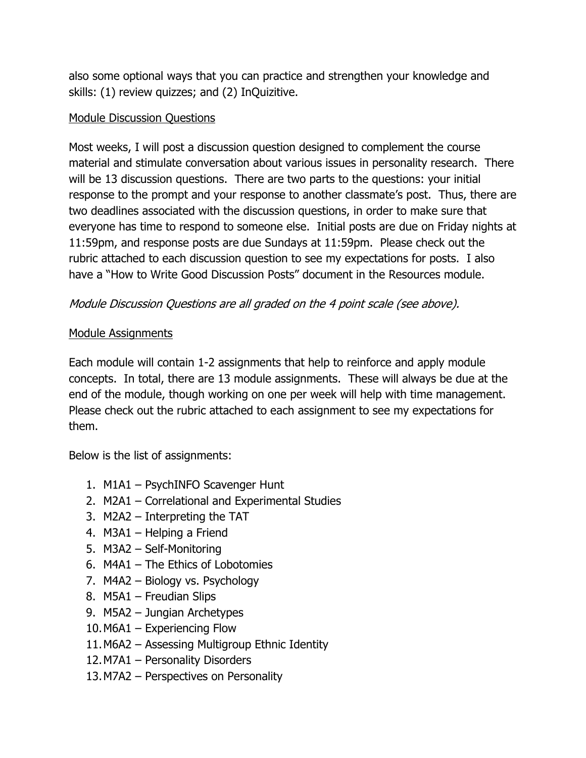also some optional ways that you can practice and strengthen your knowledge and skills: (1) review quizzes; and (2) InQuizitive.

<u>Module Discussion Questions</u>

Most weeks, I will post a discussion question designed to complement the course material and stimulate conversation about various issues in personality research. There will be 13 discussion questions. There are two parts to the questions: your initial response to the prompt and your response to another classmate's post. Thus, there are two deadlines associated with the discussion questions, in order to make sure that everyone has time to respond to someone else. Initial posts are due on Friday nights at 11:59pm, and response posts are due Sundays at 11:59pm. Please check out the rubric attached to each discussion question to see my expectations for posts. I also have a "How to Write Good Discussion Posts" document in the Resources module.

*Module Discussion Questions are all graded on the 4 point scale (see above).*

<u>Module Assignments</u>

Each module will contain 1-2 assignments that help to reinforce and apply module concepts. In total, there are 13 module assignments. These will always be due at the end of the module, though working on one per week will help with time management. Please check out the rubric attached to each assignment to see my expectations for them.

Below is the list of assignments:

1. M1A1 – PsychINFO Scavenger Hunt
2. M2A1 – Correlational and Experimental Studies
3. M2A2 – Interpreting the TAT
4. M3A1 – Helping a Friend
5. M3A2 – Self-Monitoring
6. M4A1 – The Ethics of Lobotomies
7. M4A2 – Biology vs. Psychology
8. M5A1 – Freudian Slips
9. M5A2 – Jungian Archetypes
10. M6A1 – Experiencing Flow
11. M6A2 – Assessing Multigroup Ethnic Identity
12. M7A1 – Personality Disorders
13. M7A2 – Perspectives on Personality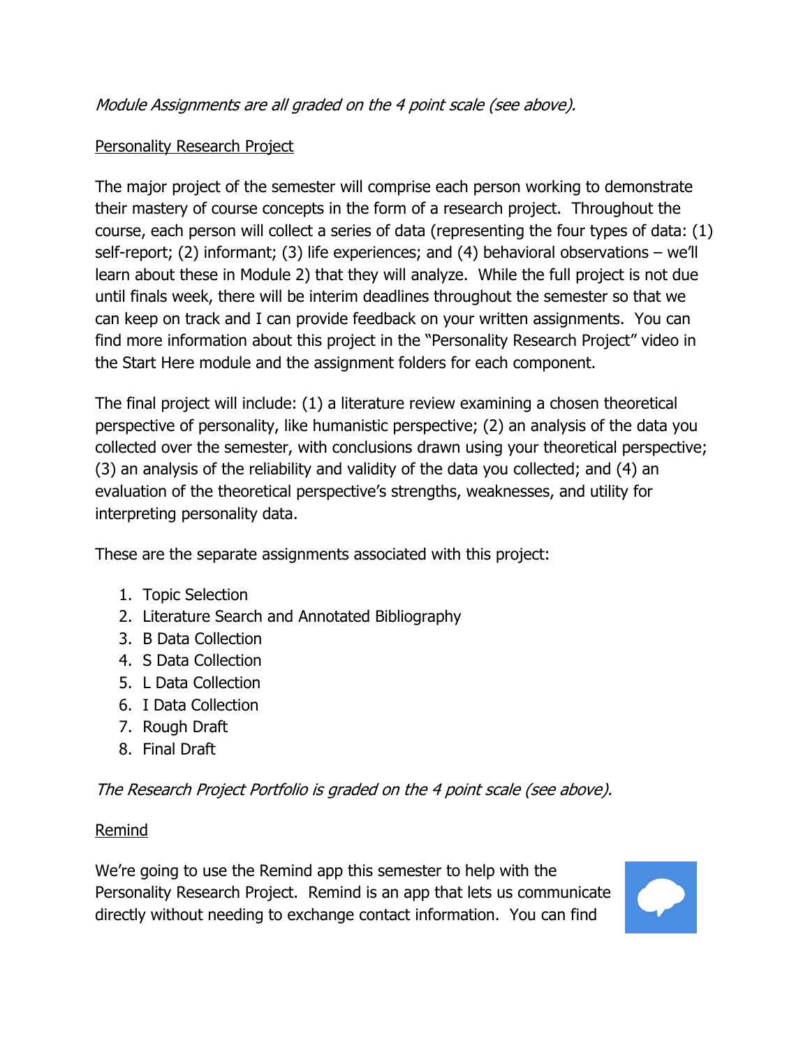*Module Assignments are all graded on the 4 point scale (see above).*

<u>Personality Research Project</u>

The major project of the semester will comprise each person working to demonstrate their mastery of course concepts in the form of a research project. Throughout the course, each person will collect a series of data (representing the four types of data: (1) self-report; (2) informant; (3) life experiences; and (4) behavioral observations – we'll learn about these in Module 2) that they will analyze. While the full project is not due until finals week, there will be interim deadlines throughout the semester so that we can keep on track and I can provide feedback on your written assignments. You can find more information about this project in the "Personality Research Project" video in the Start Here module and the assignment folders for each component.

The final project will include: (1) a literature review examining a chosen theoretical perspective of personality, like humanistic perspective; (2) an analysis of the data you collected over the semester, with conclusions drawn using your theoretical perspective; (3) an analysis of the reliability and validity of the data you collected; and (4) an evaluation of the theoretical perspective's strengths, weaknesses, and utility for interpreting personality data.

These are the separate assignments associated with this project:

1. Topic Selection
2. Literature Search and Annotated Bibliography
3. B Data Collection
4. S Data Collection
5. L Data Collection
6. I Data Collection
7. Rough Draft
8. Final Draft

*The Research Project Portfolio is graded on the 4 point scale (see above).*

<u>Remind</u>

We're going to use the Remind app this semester to help with the Personality Research Project. Remind is an app that lets us communicate directly without needing to exchange contact information. You can find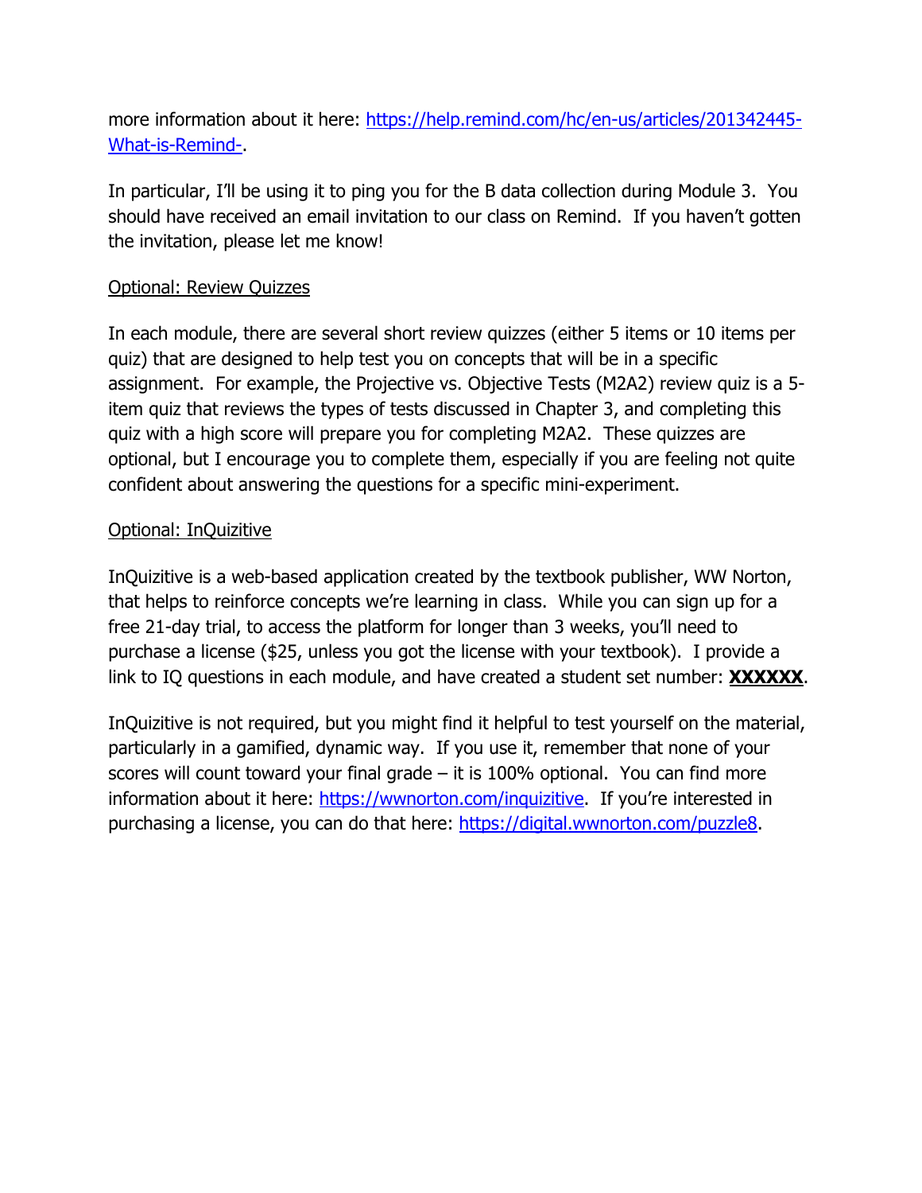more information about it here: [https://help.remind.com/hc/en-us/articles/201342445-What-is-Remind-](https://help.remind.com/hc/en-us/articles/201342445-What-is-Remind-).

In particular, I'll be using it to ping you for the B data collection during Module 3. You should have received an email invitation to our class on Remind. If you haven't gotten the invitation, please let me know!

<u>Optional: Review Quizzes</u>

In each module, there are several short review quizzes (either 5 items or 10 items per quiz) that are designed to help test you on concepts that will be in a specific assignment. For example, the Projective vs. Objective Tests (M2A2) review quiz is a 5-item quiz that reviews the types of tests discussed in Chapter 3, and completing this quiz with a high score will prepare you for completing M2A2. These quizzes are optional, but I encourage you to complete them, especially if you are feeling not quite confident about answering the questions for a specific mini-experiment.

<u>Optional: InQuizitive</u>

InQuizitive is a web-based application created by the textbook publisher, WW Norton, that helps to reinforce concepts we're learning in class. While you can sign up for a free 21-day trial, to access the platform for longer than 3 weeks, you'll need to purchase a license ($25, unless you got the license with your textbook). I provide a link to IQ questions in each module, and have created a student set number: <u>**XXXXXX**</u>.

InQuizitive is not required, but you might find it helpful to test yourself on the material, particularly in a gamified, dynamic way. If you use it, remember that none of your scores will count toward your final grade – it is 100% optional. You can find more information about it here: [https://wwnorton.com/inquizitive](https://wwnorton.com/inquizitive). If you're interested in purchasing a license, you can do that here: [https://digital.wwnorton.com/puzzle8](https://digital.wwnorton.com/puzzle8).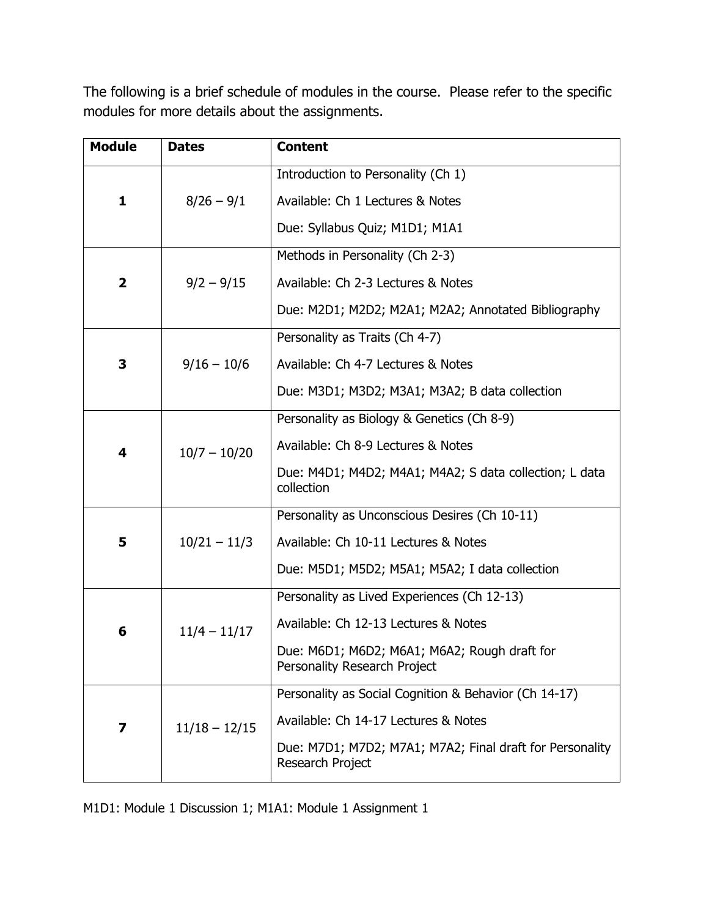The following is a brief schedule of modules in the course. Please refer to the specific modules for more details about the assignments.

| Module | Dates | Content |
|---|---|---|
| **1** | 8/26 – 9/1 | Introduction to Personality (Ch 1)<br>Available: Ch 1 Lectures & Notes<br>Due: Syllabus Quiz; M1D1; M1A1 |
| **2** | 9/2 – 9/15 | Methods in Personality (Ch 2-3)<br>Available: Ch 2-3 Lectures & Notes<br>Due: M2D1; M2D2; M2A1; M2A2; Annotated Bibliography |
| **3** | 9/16 – 10/6 | Personality as Traits (Ch 4-7)<br>Available: Ch 4-7 Lectures & Notes<br>Due: M3D1; M3D2; M3A1; M3A2; B data collection |
| **4** | 10/7 – 10/20 | Personality as Biology & Genetics (Ch 8-9)<br>Available: Ch 8-9 Lectures & Notes<br>Due: M4D1; M4D2; M4A1; M4A2; S data collection; L data collection |
| **5** | 10/21 – 11/3 | Personality as Unconscious Desires (Ch 10-11)<br>Available: Ch 10-11 Lectures & Notes<br>Due: M5D1; M5D2; M5A1; M5A2; I data collection |
| **6** | 11/4 – 11/17 | Personality as Lived Experiences (Ch 12-13)<br>Available: Ch 12-13 Lectures & Notes<br>Due: M6D1; M6D2; M6A1; M6A2; Rough draft for Personality Research Project |
| **7** | 11/18 – 12/15 | Personality as Social Cognition & Behavior (Ch 14-17)<br>Available: Ch 14-17 Lectures & Notes<br>Due: M7D1; M7D2; M7A1; M7A2; Final draft for Personality Research Project |

M1D1: Module 1 Discussion 1; M1A1: Module 1 Assignment 1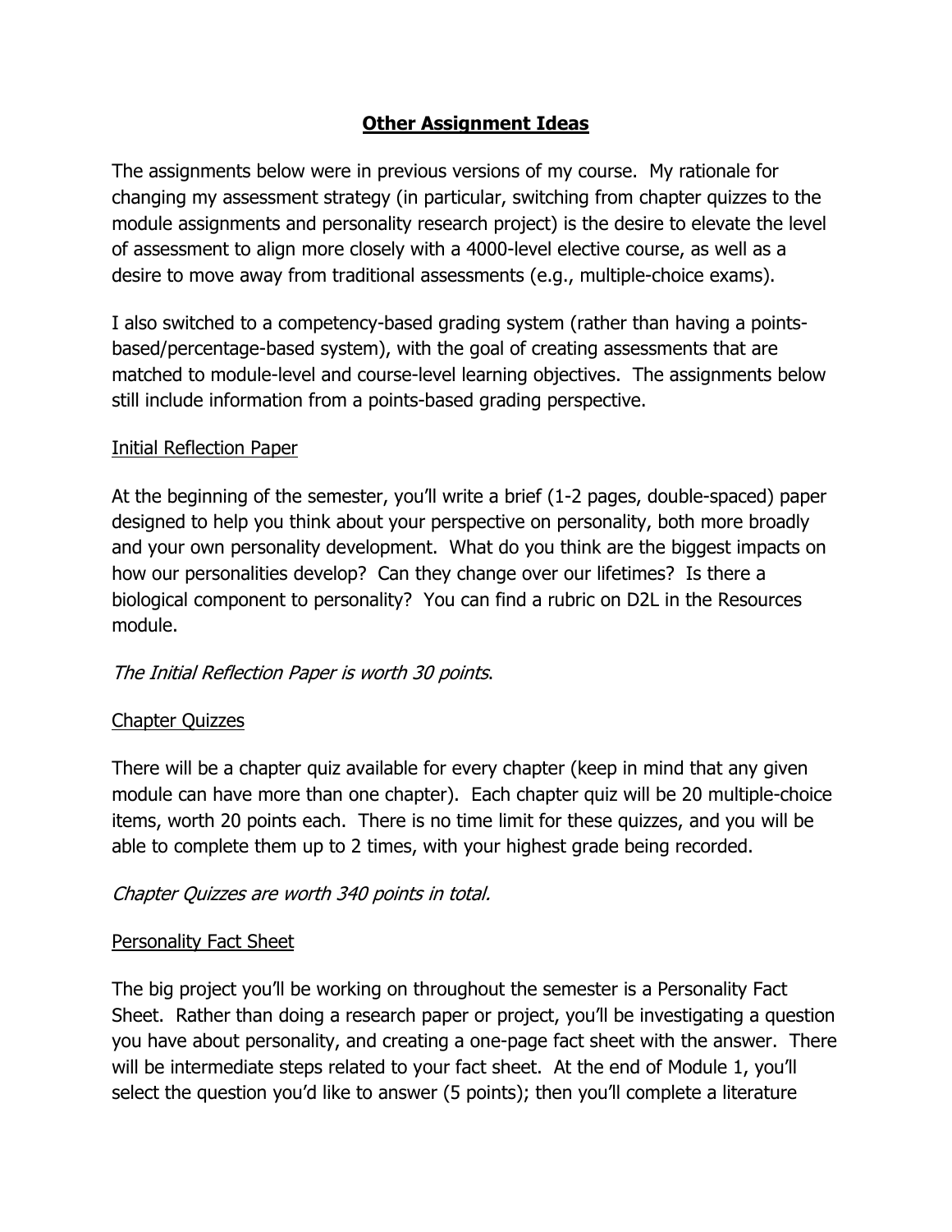## Other Assignment Ideas

The assignments below were in previous versions of my course. My rationale for changing my assessment strategy (in particular, switching from chapter quizzes to the module assignments and personality research project) is the desire to elevate the level of assessment to align more closely with a 4000-level elective course, as well as a desire to move away from traditional assessments (e.g., multiple-choice exams).

I also switched to a competency-based grading system (rather than having a points-based/percentage-based system), with the goal of creating assessments that are matched to module-level and course-level learning objectives. The assignments below still include information from a points-based grading perspective.

### Initial Reflection Paper

At the beginning of the semester, you'll write a brief (1-2 pages, double-spaced) paper designed to help you think about your perspective on personality, both more broadly and your own personality development. What do you think are the biggest impacts on how our personalities develop? Can they change over our lifetimes? Is there a biological component to personality? You can find a rubric on D2L in the Resources module.

*The Initial Reflection Paper is worth 30 points.*

### Chapter Quizzes

There will be a chapter quiz available for every chapter (keep in mind that any given module can have more than one chapter). Each chapter quiz will be 20 multiple-choice items, worth 20 points each. There is no time limit for these quizzes, and you will be able to complete them up to 2 times, with your highest grade being recorded.

*Chapter Quizzes are worth 340 points in total.*

### Personality Fact Sheet

The big project you'll be working on throughout the semester is a Personality Fact Sheet. Rather than doing a research paper or project, you'll be investigating a question you have about personality, and creating a one-page fact sheet with the answer. There will be intermediate steps related to your fact sheet. At the end of Module 1, you'll select the question you'd like to answer (5 points); then you'll complete a literature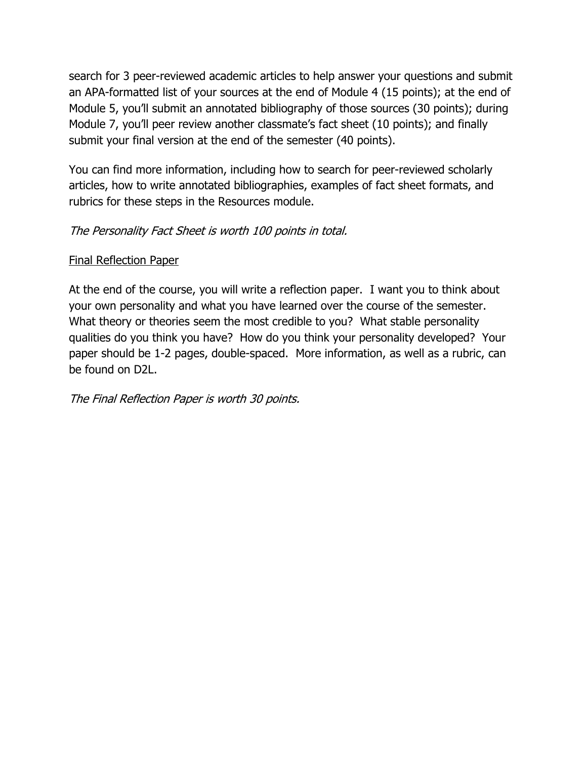search for 3 peer-reviewed academic articles to help answer your questions and submit an APA-formatted list of your sources at the end of Module 4 (15 points); at the end of Module 5, you'll submit an annotated bibliography of those sources (30 points); during Module 7, you'll peer review another classmate's fact sheet (10 points); and finally submit your final version at the end of the semester (40 points).

You can find more information, including how to search for peer-reviewed scholarly articles, how to write annotated bibliographies, examples of fact sheet formats, and rubrics for these steps in the Resources module.

*The Personality Fact Sheet is worth 100 points in total.*

<u>Final Reflection Paper</u>

At the end of the course, you will write a reflection paper. I want you to think about your own personality and what you have learned over the course of the semester. What theory or theories seem the most credible to you? What stable personality qualities do you think you have? How do you think your personality developed? Your paper should be 1-2 pages, double-spaced. More information, as well as a rubric, can be found on D2L.

*The Final Reflection Paper is worth 30 points.*